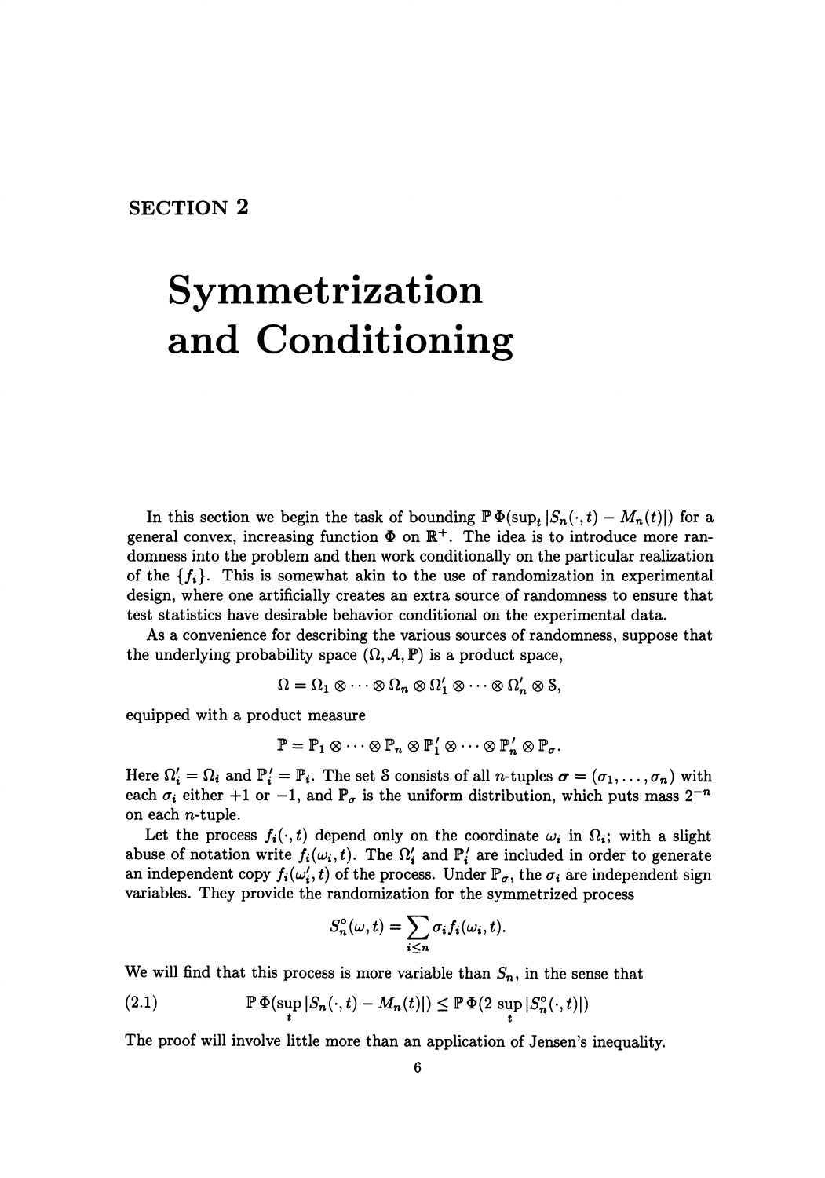# SECTION 2

# Symmetrization and Conditioning

In this section we begin the task of bounding $\mathbb{P}\,\Phi(\sup_t |S_n(\cdot,t) - M_n(t)|)$ for a general convex, increasing function $\Phi$ on $\mathbb{R}^+$. The idea is to introduce more randomness into the problem and then work conditionally on the particular realization of the $\{f_i\}$. This is somewhat akin to the use of randomization in experimental design, where one artificially creates an extra source of randomness to ensure that test statistics have desirable behavior conditional on the experimental data.

As a convenience for describing the various sources of randomness, suppose that the underlying probability space $(\Omega, \mathcal{A}, \mathbb{P})$ is a product space,

$$\Omega = \Omega_1 \otimes \cdots \otimes \Omega_n \otimes \Omega_1' \otimes \cdots \otimes \Omega_n' \otimes \mathcal{S},$$

equipped with a product measure

$$\mathbb{P} = \mathbb{P}_1 \otimes \cdots \otimes \mathbb{P}_n \otimes \mathbb{P}_1' \otimes \cdots \otimes \mathbb{P}_n' \otimes \mathbb{P}_\sigma.$$

Here $\Omega_i' = \Omega_i$ and $\mathbb{P}_i' = \mathbb{P}_i$. The set $\mathcal{S}$ consists of all $n$-tuples $\boldsymbol{\sigma} = (\sigma_1, \ldots, \sigma_n)$ with each $\sigma_i$ either $+1$ or $-1$, and $\mathbb{P}_\sigma$ is the uniform distribution, which puts mass $2^{-n}$ on each $n$-tuple.

Let the process $f_i(\cdot, t)$ depend only on the coordinate $\omega_i$ in $\Omega_i$; with a slight abuse of notation write $f_i(\omega_i, t)$. The $\Omega_i'$ and $\mathbb{P}_i'$ are included in order to generate an independent copy $f_i(\omega_i', t)$ of the process. Under $\mathbb{P}_\sigma$, the $\sigma_i$ are independent sign variables. They provide the randomization for the symmetrized process

$$S_n^\circ(\omega, t) = \sum_{i \le n} \sigma_i f_i(\omega_i, t).$$

We will find that this process is more variable than $S_n$, in the sense that

$$\mathbb{P}\,\Phi(\sup_t |S_n(\cdot,t) - M_n(t)|) \le \mathbb{P}\,\Phi(2 \sup_t |S_n^\circ(\cdot,t)|) \tag{2.1}$$

The proof will involve little more than an application of Jensen's inequality.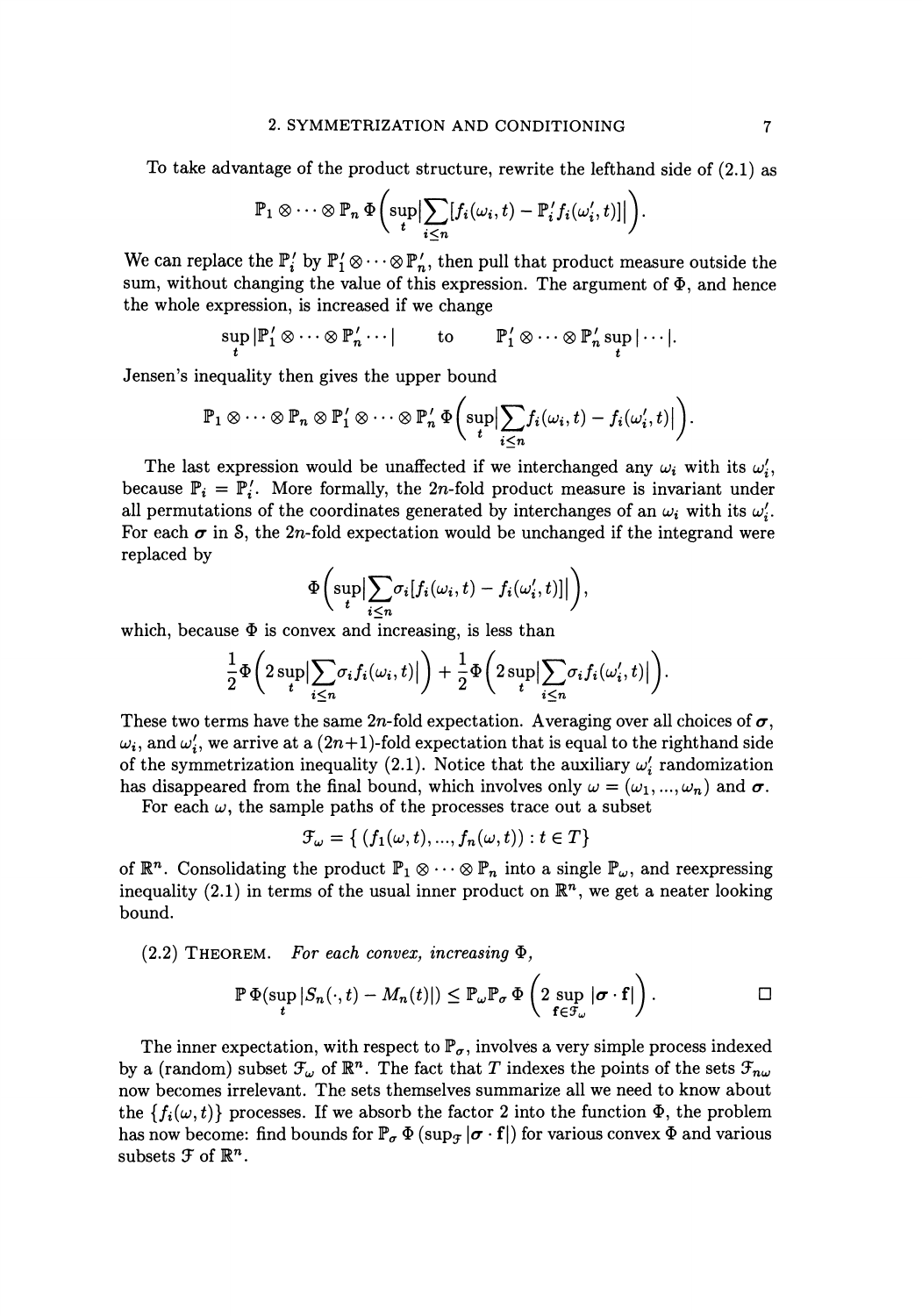To take advantage of the product structure, rewrite the lefthand side of (2.1) as

$$\mathbb{P}_1 \otimes \cdots \otimes \mathbb{P}_n \, \Phi\Big(\sup_t \big|\sum_{i \leq n} [f_i(\omega_i, t) - \mathbb{P}'_i f_i(\omega'_i, t)]\big|\Big).$$

We can replace the $\mathbb{P}'_i$ by $\mathbb{P}'_1 \otimes \cdots \otimes \mathbb{P}'_n$, then pull that product measure outside the sum, without changing the value of this expression. The argument of $\Phi$, and hence the whole expression, is increased if we change

$$\sup_t |\mathbb{P}'_1 \otimes \cdots \otimes \mathbb{P}'_n \cdots| \qquad \text{to} \qquad \mathbb{P}'_1 \otimes \cdots \otimes \mathbb{P}'_n \sup_t |\cdots|.$$

Jensen's inequality then gives the upper bound

$$\mathbb{P}_1 \otimes \cdots \otimes \mathbb{P}_n \otimes \mathbb{P}'_1 \otimes \cdots \otimes \mathbb{P}'_n \, \Phi\Big(\sup_t \big|\sum_{i \leq n} f_i(\omega_i, t) - f_i(\omega'_i, t)\big|\Big).$$

The last expression would be unaffected if we interchanged any $\omega_i$ with its $\omega'_i$, because $\mathbb{P}_i = \mathbb{P}'_i$. More formally, the $2n$-fold product measure is invariant under all permutations of the coordinates generated by interchanges of an $\omega_i$ with its $\omega'_i$. For each $\boldsymbol{\sigma}$ in $\mathcal{S}$, the $2n$-fold expectation would be unchanged if the integrand were replaced by

$$\Phi\Big(\sup_t \big|\sum_{i \leq n} \sigma_i [f_i(\omega_i, t) - f_i(\omega'_i, t)]\big|\Big),$$

which, because $\Phi$ is convex and increasing, is less than

$$\frac{1}{2}\Phi\Big(2\sup_t \big|\sum_{i \leq n} \sigma_i f_i(\omega_i, t)\big|\Big) + \frac{1}{2}\Phi\Big(2\sup_t \big|\sum_{i \leq n} \sigma_i f_i(\omega'_i, t)\big|\Big).$$

These two terms have the same $2n$-fold expectation. Averaging over all choices of $\boldsymbol{\sigma}$, $\omega_i$, and $\omega'_i$, we arrive at a $(2n+1)$-fold expectation that is equal to the righthand side of the symmetrization inequality (2.1). Notice that the auxiliary $\omega'_i$ randomization has disappeared from the final bound, which involves only $\omega = (\omega_1, \ldots, \omega_n)$ and $\boldsymbol{\sigma}$.

For each $\omega$, the sample paths of the processes trace out a subset

$$\mathcal{F}_\omega = \{\, (f_1(\omega, t), \ldots, f_n(\omega, t)) : t \in T \}$$

of $\mathbb{R}^n$. Consolidating the product $\mathbb{P}_1 \otimes \cdots \otimes \mathbb{P}_n$ into a single $\mathbb{P}_\omega$, and reexpressing inequality (2.1) in terms of the usual inner product on $\mathbb{R}^n$, we get a neater looking bound.

(2.2) THEOREM. *For each convex, increasing* $\Phi$,

$$\mathbb{P}\,\Phi(\sup_t |S_n(\cdot, t) - M_n(t)|) \leq \mathbb{P}_\omega \mathbb{P}_\sigma \, \Phi\left(2 \sup_{\mathbf{f} \in \mathcal{F}_\omega} |\boldsymbol{\sigma} \cdot \mathbf{f}|\right). \qquad \square$$

The inner expectation, with respect to $\mathbb{P}_\sigma$, involves a very simple process indexed by a (random) subset $\mathcal{F}_\omega$ of $\mathbb{R}^n$. The fact that $T$ indexes the points of the sets $\mathcal{F}_{n\omega}$ now becomes irrelevant. The sets themselves summarize all we need to know about the $\{f_i(\omega, t)\}$ processes. If we absorb the factor 2 into the function $\Phi$, the problem has now become: find bounds for $\mathbb{P}_\sigma \, \Phi\,(\sup_{\mathcal{F}} |\boldsymbol{\sigma} \cdot \mathbf{f}|)$ for various convex $\Phi$ and various subsets $\mathcal{F}$ of $\mathbb{R}^n$.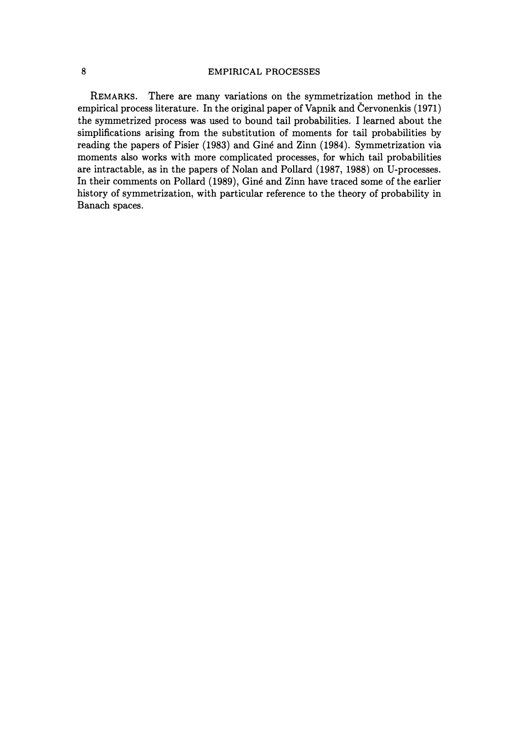Remarks. There are many variations on the symmetrization method in the empirical process literature. In the original paper of Vapnik and Červonenkis (1971) the symmetrized process was used to bound tail probabilities. I learned about the simplifications arising from the substitution of moments for tail probabilities by reading the papers of Pisier (1983) and Giné and Zinn (1984). Symmetrization via moments also works with more complicated processes, for which tail probabilities are intractable, as in the papers of Nolan and Pollard (1987, 1988) on U-processes. In their comments on Pollard (1989), Giné and Zinn have traced some of the earlier history of symmetrization, with particular reference to the theory of probability in Banach spaces.